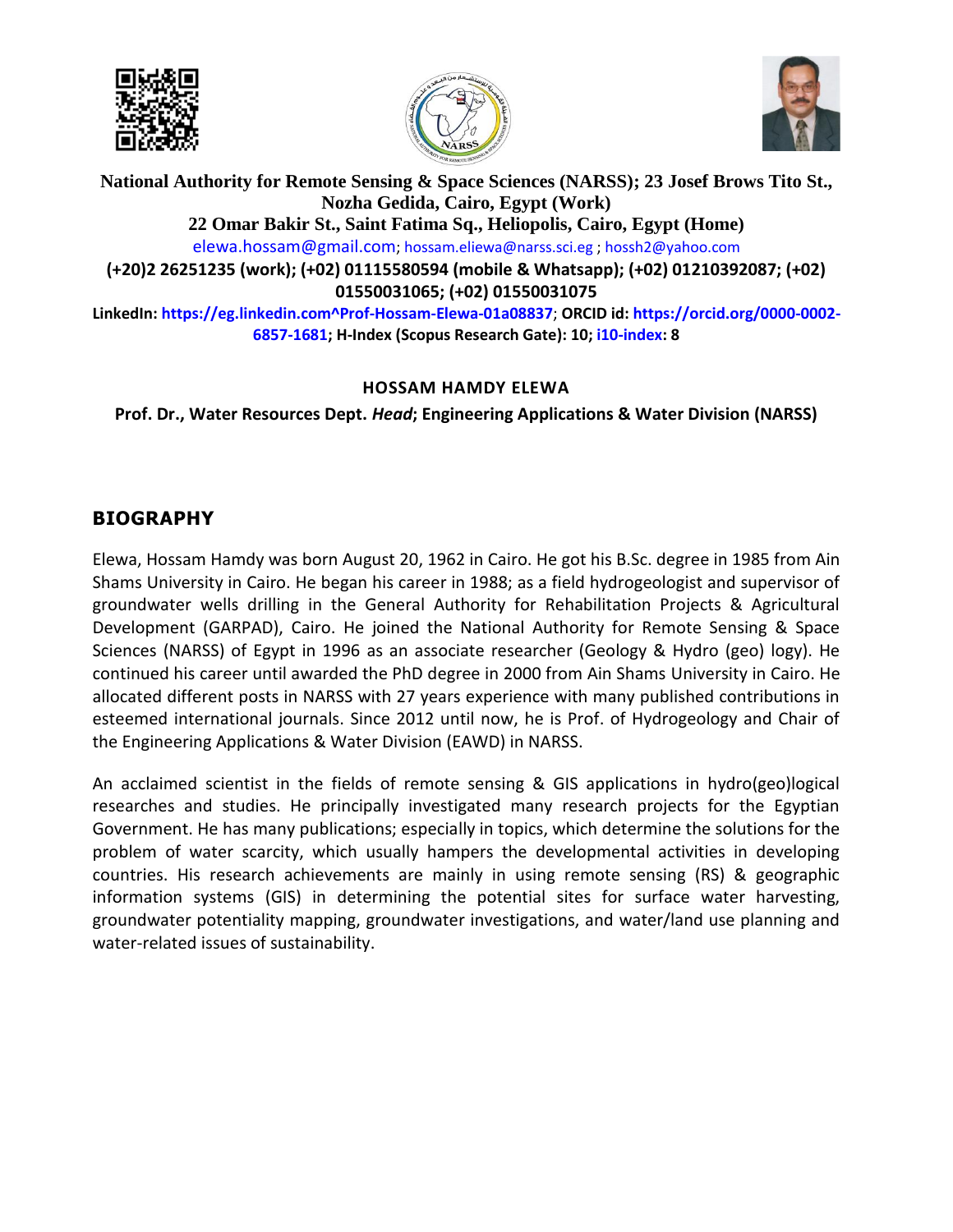**National Authority for Remote Sensing & Space Sciences (NARSS); 23 Josef Brows Tito St., Nozha Gedida, Cairo, Egypt (Work)**

**22 Omar Bakir St., Saint Fatima Sq., Heliopolis, Cairo, Egypt (Home)**

elewa.hossam@gmail.com; hossam.eliewa@narss.sci.eg ; hossh2@yahoo.com

**(+20)2 26251235 (work); (+02) 01115580594 (mobile & Whatsapp); (+02) 01210392087; (+02) 01550031065; (+02) 01550031075**

**LinkedIn: https://eg.linkedin.com^Prof-Hossam-Elewa-01a08837; ORCID id: https://orcid.org/0000-0002-6857-1681; H-Index (Scopus Research Gate): 10; i10-index: 8**

**HOSSAM HAMDY ELEWA**

**Prof. Dr., Water Resources Dept. *Head*; Engineering Applications & Water Division (NARSS)**

## BIOGRAPHY

Elewa, Hossam Hamdy was born August 20, 1962 in Cairo. He got his B.Sc. degree in 1985 from Ain Shams University in Cairo. He began his career in 1988; as a field hydrogeologist and supervisor of groundwater wells drilling in the General Authority for Rehabilitation Projects & Agricultural Development (GARPAD), Cairo. He joined the National Authority for Remote Sensing & Space Sciences (NARSS) of Egypt in 1996 as an associate researcher (Geology & Hydro (geo) logy). He continued his career until awarded the PhD degree in 2000 from Ain Shams University in Cairo. He allocated different posts in NARSS with 27 years experience with many published contributions in esteemed international journals. Since 2012 until now, he is Prof. of Hydrogeology and Chair of the Engineering Applications & Water Division (EAWD) in NARSS.

An acclaimed scientist in the fields of remote sensing & GIS applications in hydro(geo)logical researches and studies. He principally investigated many research projects for the Egyptian Government. He has many publications; especially in topics, which determine the solutions for the problem of water scarcity, which usually hampers the developmental activities in developing countries. His research achievements are mainly in using remote sensing (RS) & geographic information systems (GIS) in determining the potential sites for surface water harvesting, groundwater potentiality mapping, groundwater investigations, and water/land use planning and water-related issues of sustainability.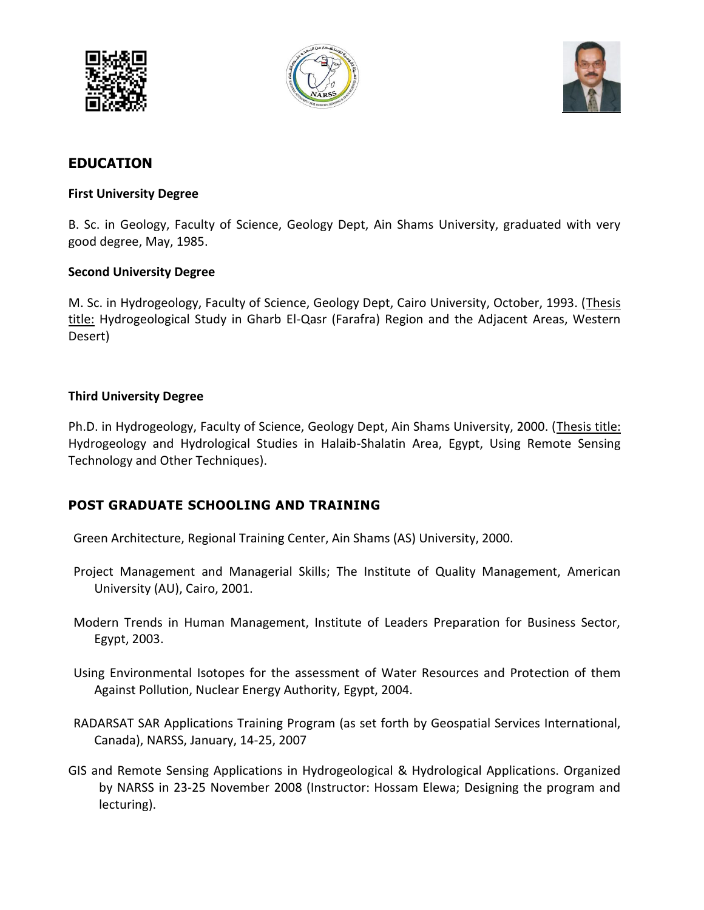## EDUCATION

### First University Degree

B. Sc. in Geology, Faculty of Science, Geology Dept, Ain Shams University, graduated with very good degree, May, 1985.

### Second University Degree

M. Sc. in Hydrogeology, Faculty of Science, Geology Dept, Cairo University, October, 1993. (Thesis title: Hydrogeological Study in Gharb El-Qasr (Farafra) Region and the Adjacent Areas, Western Desert)

### Third University Degree

Ph.D. in Hydrogeology, Faculty of Science, Geology Dept, Ain Shams University, 2000. (Thesis title: Hydrogeology and Hydrological Studies in Halaib-Shalatin Area, Egypt, Using Remote Sensing Technology and Other Techniques).

## POST GRADUATE SCHOOLING AND TRAINING

Green Architecture, Regional Training Center, Ain Shams (AS) University, 2000.

Project Management and Managerial Skills; The Institute of Quality Management, American University (AU), Cairo, 2001.

Modern Trends in Human Management, Institute of Leaders Preparation for Business Sector, Egypt, 2003.

Using Environmental Isotopes for the assessment of Water Resources and Protection of them Against Pollution, Nuclear Energy Authority, Egypt, 2004.

RADARSAT SAR Applications Training Program (as set forth by Geospatial Services International, Canada), NARSS, January, 14-25, 2007

GIS and Remote Sensing Applications in Hydrogeological & Hydrological Applications. Organized by NARSS in 23-25 November 2008 (Instructor: Hossam Elewa; Designing the program and lecturing).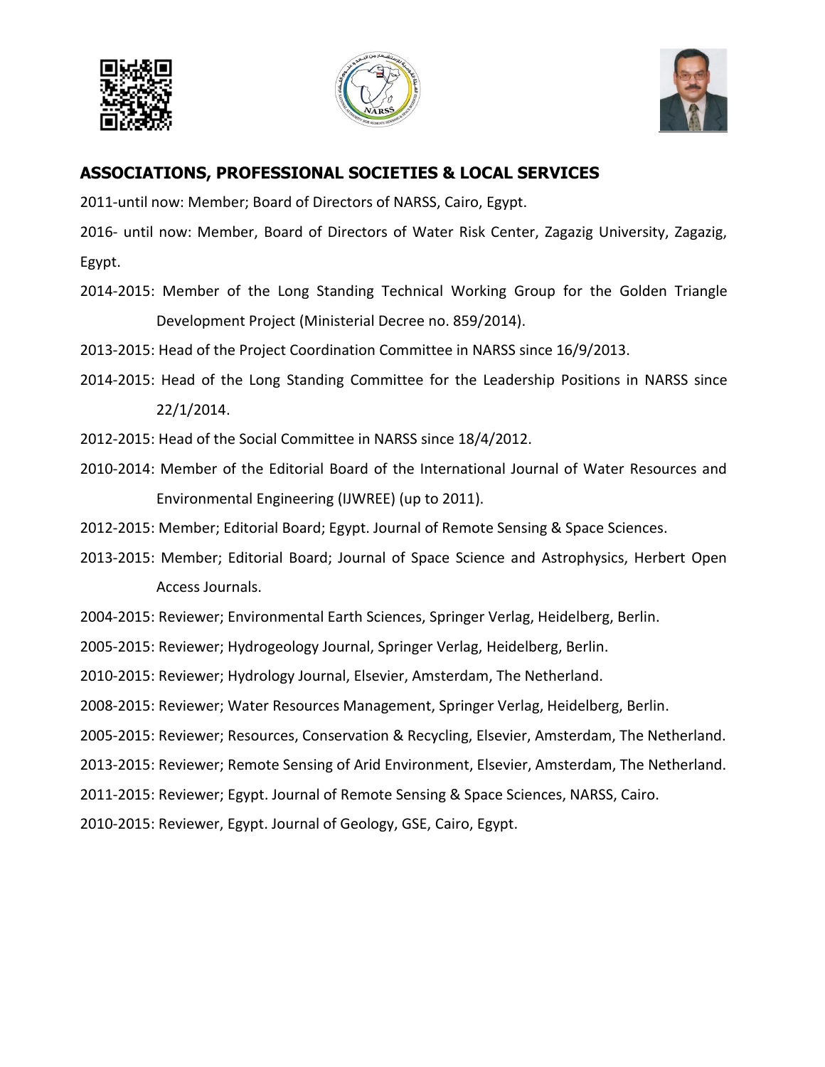## ASSOCIATIONS, PROFESSIONAL SOCIETIES & LOCAL SERVICES

2011-until now: Member; Board of Directors of NARSS, Cairo, Egypt.

2016- until now: Member, Board of Directors of Water Risk Center, Zagazig University, Zagazig, Egypt.

2014-2015: Member of the Long Standing Technical Working Group for the Golden Triangle Development Project (Ministerial Decree no. 859/2014).

2013-2015: Head of the Project Coordination Committee in NARSS since 16/9/2013.

2014-2015: Head of the Long Standing Committee for the Leadership Positions in NARSS since 22/1/2014.

2012-2015: Head of the Social Committee in NARSS since 18/4/2012.

2010-2014: Member of the Editorial Board of the International Journal of Water Resources and Environmental Engineering (IJWREE) (up to 2011).

2012-2015: Member; Editorial Board; Egypt. Journal of Remote Sensing & Space Sciences.

2013-2015: Member; Editorial Board; Journal of Space Science and Astrophysics, Herbert Open Access Journals.

2004-2015: Reviewer; Environmental Earth Sciences, Springer Verlag, Heidelberg, Berlin.

2005-2015: Reviewer; Hydrogeology Journal, Springer Verlag, Heidelberg, Berlin.

2010-2015: Reviewer; Hydrology Journal, Elsevier, Amsterdam, The Netherland.

2008-2015: Reviewer; Water Resources Management, Springer Verlag, Heidelberg, Berlin.

2005-2015: Reviewer; Resources, Conservation & Recycling, Elsevier, Amsterdam, The Netherland.

2013-2015: Reviewer; Remote Sensing of Arid Environment, Elsevier, Amsterdam, The Netherland.

2011-2015: Reviewer; Egypt. Journal of Remote Sensing & Space Sciences, NARSS, Cairo.

2010-2015: Reviewer, Egypt. Journal of Geology, GSE, Cairo, Egypt.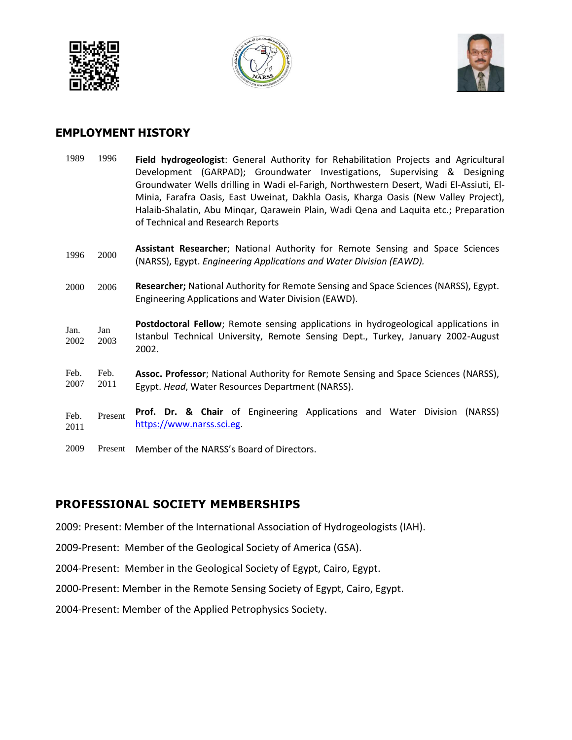## EMPLOYMENT HISTORY

| | | |
|---|---|---|
| 1989 | 1996 | **Field hydrogeologist**: General Authority for Rehabilitation Projects and Agricultural Development (GARPAD); Groundwater Investigations, Supervising & Designing Groundwater Wells drilling in Wadi el-Farigh, Northwestern Desert, Wadi El-Assiuti, El-Minia, Farafra Oasis, East Uweinat, Dakhla Oasis, Kharga Oasis (New Valley Project), Halaib-Shalatin, Abu Minqar, Qarawein Plain, Wadi Qena and Laquita etc.; Preparation of Technical and Research Reports |
| 1996 | 2000 | **Assistant Researcher**; National Authority for Remote Sensing and Space Sciences (NARSS), Egypt. *Engineering Applications and Water Division (EAWD).* |
| 2000 | 2006 | **Researcher;** National Authority for Remote Sensing and Space Sciences (NARSS), Egypt. Engineering Applications and Water Division (EAWD). |
| Jan. 2002 | Jan 2003 | **Postdoctoral Fellow**; Remote sensing applications in hydrogeological applications in Istanbul Technical University, Remote Sensing Dept., Turkey, January 2002-August 2002. |
| Feb. 2007 | Feb. 2011 | **Assoc. Professor**; National Authority for Remote Sensing and Space Sciences (NARSS), Egypt. *Head*, Water Resources Department (NARSS). |
| Feb. 2011 | Present | **Prof. Dr. & Chair** of Engineering Applications and Water Division (NARSS) https://www.narss.sci.eg. |
| 2009 | Present | Member of the NARSS's Board of Directors. |

## PROFESSIONAL SOCIETY MEMBERSHIPS

2009: Present: Member of the International Association of Hydrogeologists (IAH).

2009-Present: Member of the Geological Society of America (GSA).

2004-Present: Member in the Geological Society of Egypt, Cairo, Egypt.

2000-Present: Member in the Remote Sensing Society of Egypt, Cairo, Egypt.

2004-Present: Member of the Applied Petrophysics Society.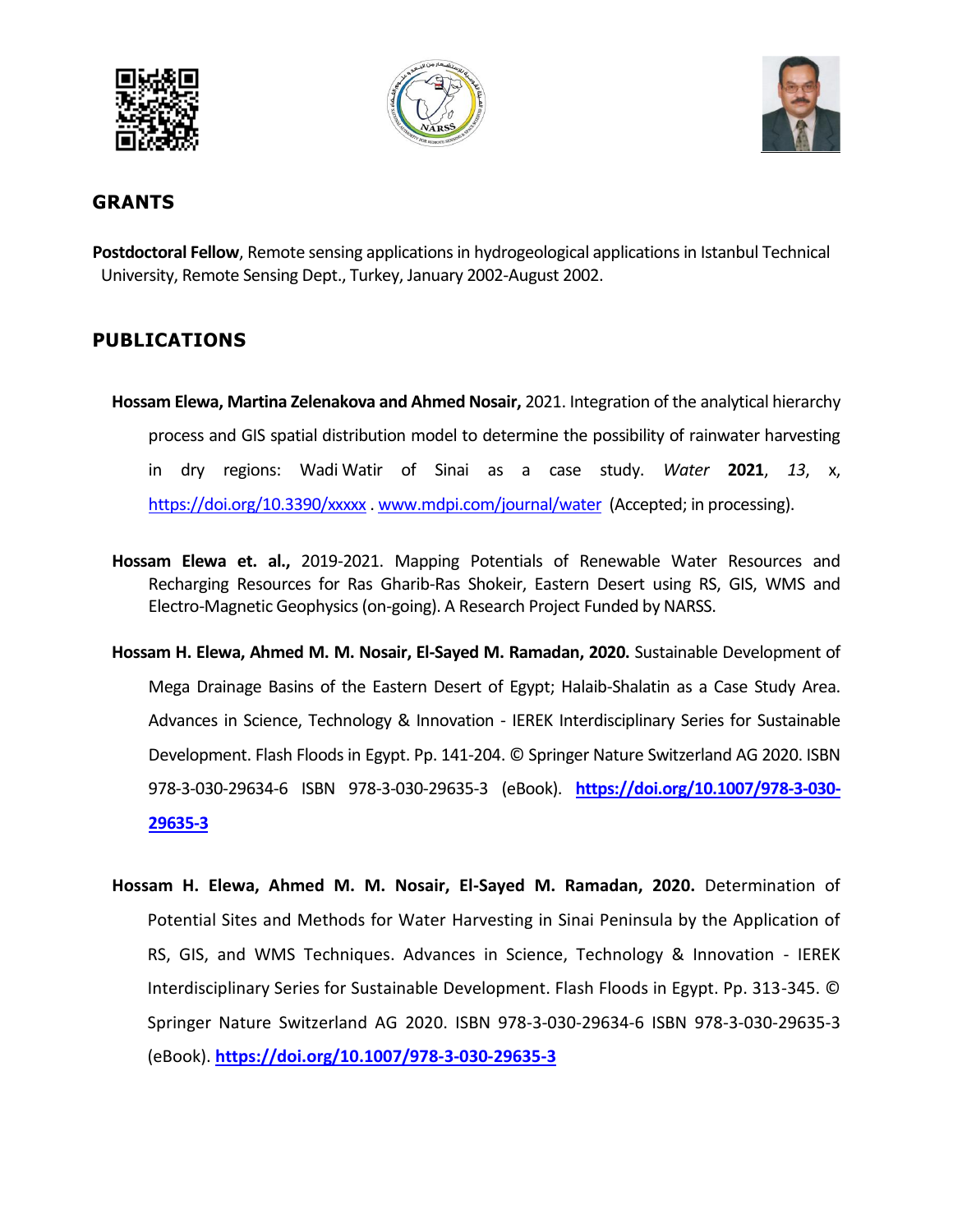## GRANTS

**Postdoctoral Fellow**, Remote sensing applications in hydrogeological applications in Istanbul Technical University, Remote Sensing Dept., Turkey, January 2002-August 2002.

## PUBLICATIONS

**Hossam Elewa, Martina Zelenakova and Ahmed Nosair,** 2021. Integration of the analytical hierarchy process and GIS spatial distribution model to determine the possibility of rainwater harvesting in dry regions: Wadi Watir of Sinai as a case study. *Water* **2021**, *13*, x, https://doi.org/10.3390/xxxxx . www.mdpi.com/journal/water (Accepted; in processing).

**Hossam Elewa et. al.,** 2019-2021. Mapping Potentials of Renewable Water Resources and Recharging Resources for Ras Gharib-Ras Shokeir, Eastern Desert using RS, GIS, WMS and Electro-Magnetic Geophysics (on-going). A Research Project Funded by NARSS.

**Hossam H. Elewa, Ahmed M. M. Nosair, El-Sayed M. Ramadan, 2020.** Sustainable Development of Mega Drainage Basins of the Eastern Desert of Egypt; Halaib-Shalatin as a Case Study Area. Advances in Science, Technology & Innovation - IEREK Interdisciplinary Series for Sustainable Development. Flash Floods in Egypt. Pp. 141-204. © Springer Nature Switzerland AG 2020. ISBN 978-3-030-29634-6 ISBN 978-3-030-29635-3 (eBook). **https://doi.org/10.1007/978-3-030-29635-3**

**Hossam H. Elewa, Ahmed M. M. Nosair, El-Sayed M. Ramadan, 2020.** Determination of Potential Sites and Methods for Water Harvesting in Sinai Peninsula by the Application of RS, GIS, and WMS Techniques. Advances in Science, Technology & Innovation - IEREK Interdisciplinary Series for Sustainable Development. Flash Floods in Egypt. Pp. 313-345. © Springer Nature Switzerland AG 2020. ISBN 978-3-030-29634-6 ISBN 978-3-030-29635-3 (eBook). **https://doi.org/10.1007/978-3-030-29635-3**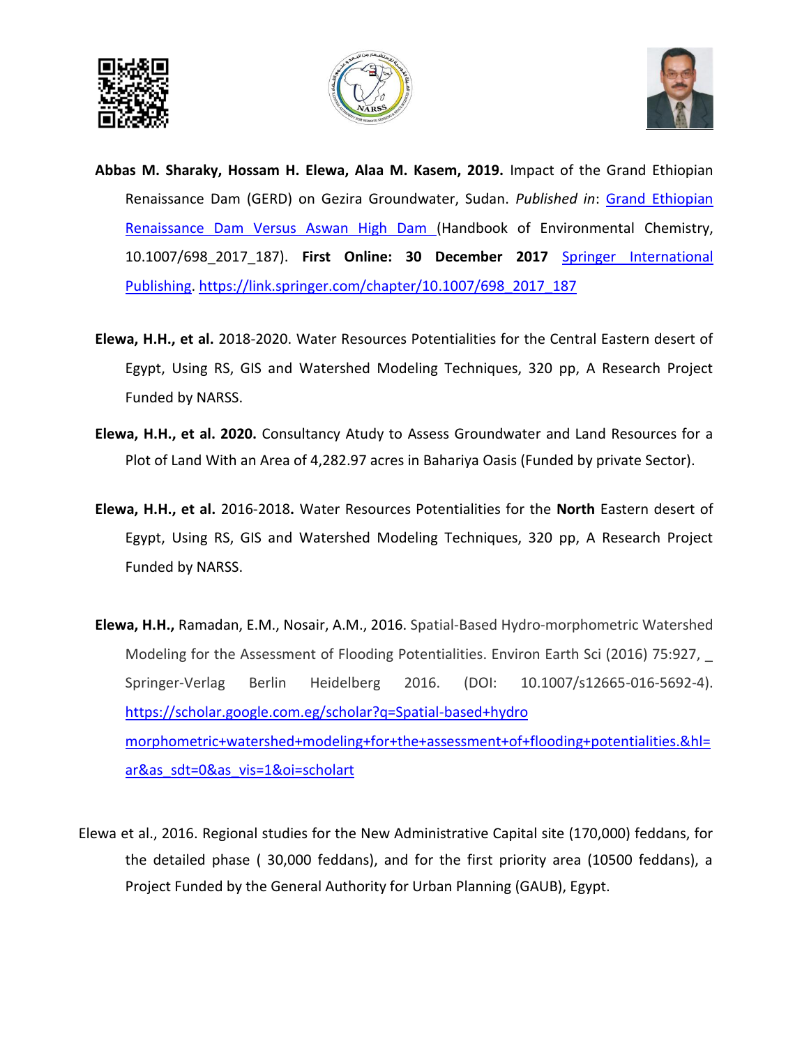**Abbas M. Sharaky, Hossam H. Elewa, Alaa M. Kasem, 2019.** Impact of the Grand Ethiopian Renaissance Dam (GERD) on Gezira Groundwater, Sudan. *Published in*: Grand Ethiopian Renaissance Dam Versus Aswan High Dam (Handbook of Environmental Chemistry, 10.1007/698_2017_187). **First Online: 30 December 2017** Springer International Publishing. https://link.springer.com/chapter/10.1007/698_2017_187

**Elewa, H.H., et al.** 2018-2020. Water Resources Potentialities for the Central Eastern desert of Egypt, Using RS, GIS and Watershed Modeling Techniques, 320 pp, A Research Project Funded by NARSS.

**Elewa, H.H., et al. 2020.** Consultancy Atudy to Assess Groundwater and Land Resources for a Plot of Land With an Area of 4,282.97 acres in Bahariya Oasis (Funded by private Sector).

**Elewa, H.H., et al.** 2016-2018**.** Water Resources Potentialities for the **North** Eastern desert of Egypt, Using RS, GIS and Watershed Modeling Techniques, 320 pp, A Research Project Funded by NARSS.

**Elewa, H.H.,** Ramadan, E.M., Nosair, A.M., 2016. Spatial-Based Hydro-morphometric Watershed Modeling for the Assessment of Flooding Potentialities. Environ Earth Sci (2016) 75:927, _ Springer-Verlag Berlin Heidelberg 2016. (DOI: 10.1007/s12665-016-5692-4). https://scholar.google.com.eg/scholar?q=Spatial-based+hydro morphometric+watershed+modeling+for+the+assessment+of+flooding+potentialities.&hl=ar&as_sdt=0&as_vis=1&oi=scholart

Elewa et al., 2016. Regional studies for the New Administrative Capital site (170,000) feddans, for the detailed phase ( 30,000 feddans), and for the first priority area (10500 feddans), a Project Funded by the General Authority for Urban Planning (GAUB), Egypt.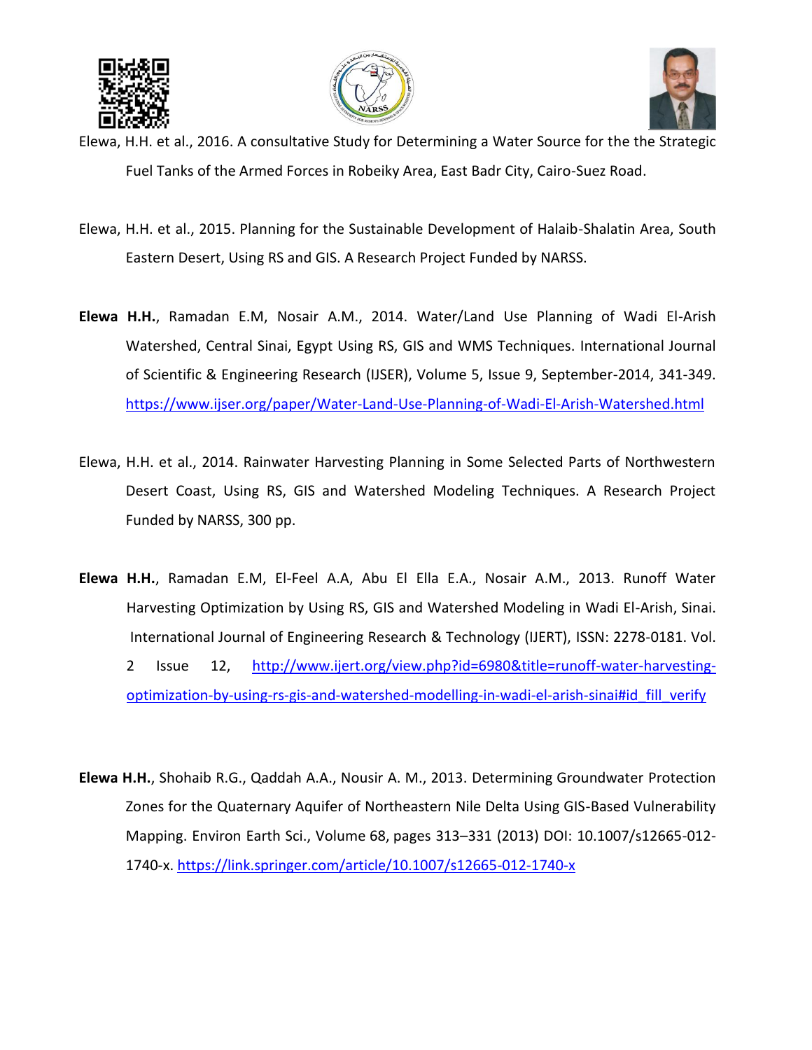Elewa, H.H. et al., 2016. A consultative Study for Determining a Water Source for the the Strategic Fuel Tanks of the Armed Forces in Robeiky Area, East Badr City, Cairo-Suez Road.

Elewa, H.H. et al., 2015. Planning for the Sustainable Development of Halaib-Shalatin Area, South Eastern Desert, Using RS and GIS. A Research Project Funded by NARSS.

**Elewa H.H.**, Ramadan E.M, Nosair A.M., 2014. Water/Land Use Planning of Wadi El-Arish Watershed, Central Sinai, Egypt Using RS, GIS and WMS Techniques. International Journal of Scientific & Engineering Research (IJSER), Volume 5, Issue 9, September-2014, 341-349. https://www.ijser.org/paper/Water-Land-Use-Planning-of-Wadi-El-Arish-Watershed.html

Elewa, H.H. et al., 2014. Rainwater Harvesting Planning in Some Selected Parts of Northwestern Desert Coast, Using RS, GIS and Watershed Modeling Techniques. A Research Project Funded by NARSS, 300 pp.

**Elewa H.H.**, Ramadan E.M, El-Feel A.A, Abu El Ella E.A., Nosair A.M., 2013. Runoff Water Harvesting Optimization by Using RS, GIS and Watershed Modeling in Wadi El-Arish, Sinai. International Journal of Engineering Research & Technology (IJERT), ISSN: 2278-0181. Vol. 2 Issue 12, http://www.ijert.org/view.php?id=6980&title=runoff-water-harvesting-optimization-by-using-rs-gis-and-watershed-modelling-in-wadi-el-arish-sinai#id_fill_verify

**Elewa H.H.**, Shohaib R.G., Qaddah A.A., Nousir A. M., 2013. Determining Groundwater Protection Zones for the Quaternary Aquifer of Northeastern Nile Delta Using GIS-Based Vulnerability Mapping. Environ Earth Sci., Volume 68, pages 313–331 (2013) DOI: 10.1007/s12665-012-1740-x. https://link.springer.com/article/10.1007/s12665-012-1740-x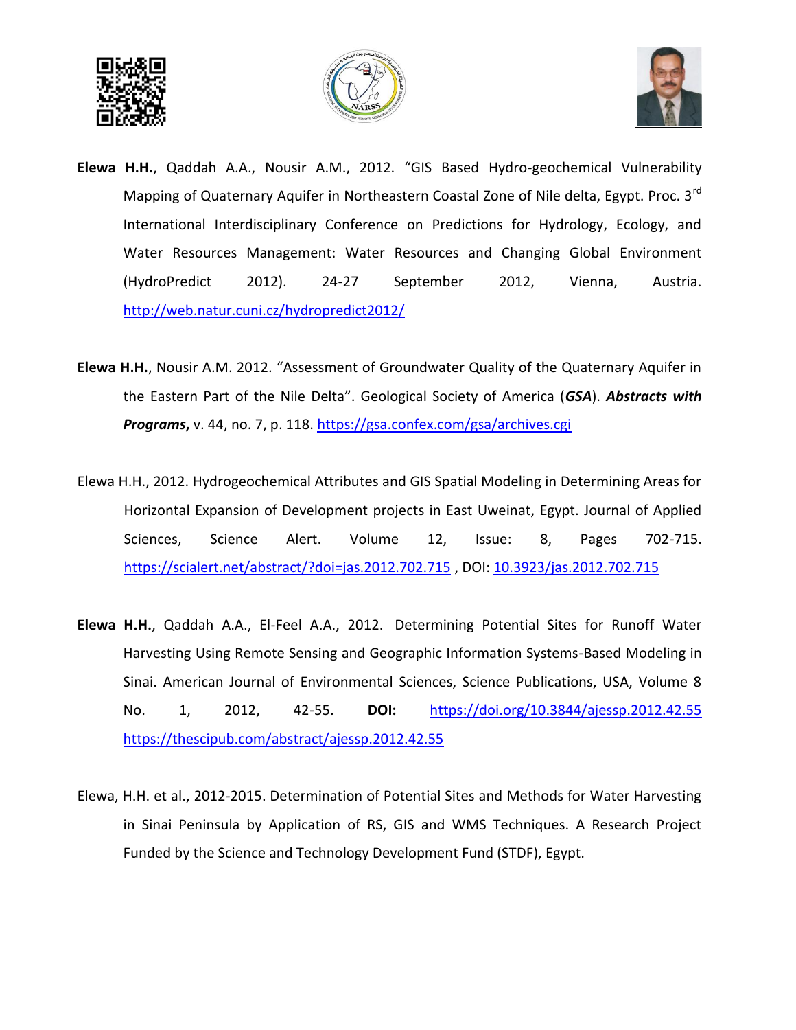**Elewa H.H.**, Qaddah A.A., Nousir A.M., 2012. "GIS Based Hydro-geochemical Vulnerability Mapping of Quaternary Aquifer in Northeastern Coastal Zone of Nile delta, Egypt. Proc. 3rd International Interdisciplinary Conference on Predictions for Hydrology, Ecology, and Water Resources Management: Water Resources and Changing Global Environment (HydroPredict 2012). 24-27 September 2012, Vienna, Austria. http://web.natur.cuni.cz/hydropredict2012/

**Elewa H.H.**, Nousir A.M. 2012. "Assessment of Groundwater Quality of the Quaternary Aquifer in the Eastern Part of the Nile Delta". Geological Society of America (***GSA***). ***Abstracts with Programs,*** v. 44, no. 7, p. 118. https://gsa.confex.com/gsa/archives.cgi

Elewa H.H., 2012. Hydrogeochemical Attributes and GIS Spatial Modeling in Determining Areas for Horizontal Expansion of Development projects in East Uweinat, Egypt. Journal of Applied Sciences, Science Alert. Volume 12, Issue: 8, Pages 702-715. https://scialert.net/abstract/?doi=jas.2012.702.715 , DOI: 10.3923/jas.2012.702.715

**Elewa H.H.**, Qaddah A.A., El-Feel A.A., 2012. Determining Potential Sites for Runoff Water Harvesting Using Remote Sensing and Geographic Information Systems-Based Modeling in Sinai. American Journal of Environmental Sciences, Science Publications, USA, Volume 8 No. 1, 2012, 42-55. **DOI:** https://doi.org/10.3844/ajessp.2012.42.55 https://thescipub.com/abstract/ajessp.2012.42.55

Elewa, H.H. et al., 2012-2015. Determination of Potential Sites and Methods for Water Harvesting in Sinai Peninsula by Application of RS, GIS and WMS Techniques. A Research Project Funded by the Science and Technology Development Fund (STDF), Egypt.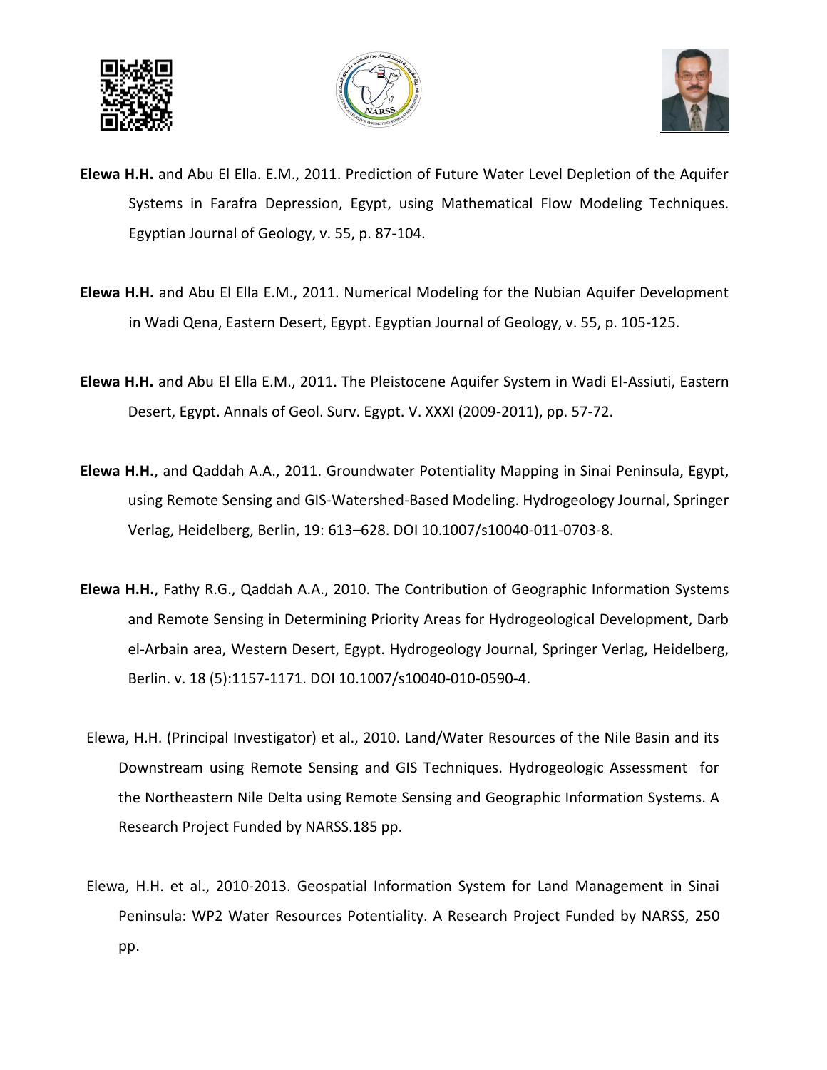**Elewa H.H.** and Abu El Ella. E.M., 2011. Prediction of Future Water Level Depletion of the Aquifer Systems in Farafra Depression, Egypt, using Mathematical Flow Modeling Techniques. Egyptian Journal of Geology, v. 55, p. 87-104.

**Elewa H.H.** and Abu El Ella E.M., 2011. Numerical Modeling for the Nubian Aquifer Development in Wadi Qena, Eastern Desert, Egypt. Egyptian Journal of Geology, v. 55, p. 105-125.

**Elewa H.H.** and Abu El Ella E.M., 2011. The Pleistocene Aquifer System in Wadi El-Assiuti, Eastern Desert, Egypt. Annals of Geol. Surv. Egypt. V. XXXI (2009-2011), pp. 57-72.

**Elewa H.H.**, and Qaddah A.A., 2011. Groundwater Potentiality Mapping in Sinai Peninsula, Egypt, using Remote Sensing and GIS-Watershed-Based Modeling. Hydrogeology Journal, Springer Verlag, Heidelberg, Berlin, 19: 613–628. DOI 10.1007/s10040-011-0703-8.

**Elewa H.H.**, Fathy R.G., Qaddah A.A., 2010. The Contribution of Geographic Information Systems and Remote Sensing in Determining Priority Areas for Hydrogeological Development, Darb el-Arbain area, Western Desert, Egypt. Hydrogeology Journal, Springer Verlag, Heidelberg, Berlin. v. 18 (5):1157-1171. DOI 10.1007/s10040-010-0590-4.

Elewa, H.H. (Principal Investigator) et al., 2010. Land/Water Resources of the Nile Basin and its Downstream using Remote Sensing and GIS Techniques. Hydrogeologic Assessment for the Northeastern Nile Delta using Remote Sensing and Geographic Information Systems. A Research Project Funded by NARSS.185 pp.

Elewa, H.H. et al., 2010-2013. Geospatial Information System for Land Management in Sinai Peninsula: WP2 Water Resources Potentiality. A Research Project Funded by NARSS, 250 pp.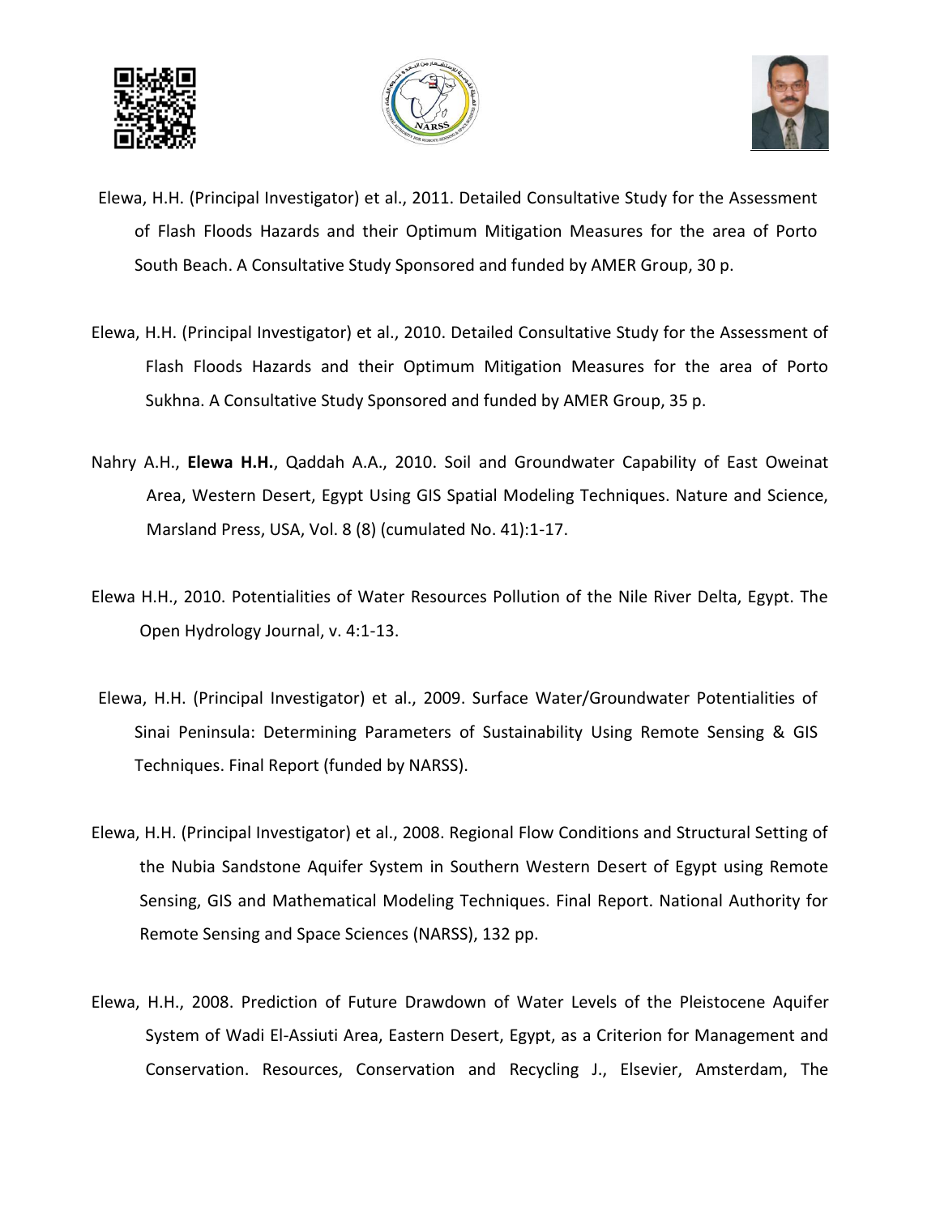Elewa, H.H. (Principal Investigator) et al., 2011. Detailed Consultative Study for the Assessment of Flash Floods Hazards and their Optimum Mitigation Measures for the area of Porto South Beach. A Consultative Study Sponsored and funded by AMER Group, 30 p.

Elewa, H.H. (Principal Investigator) et al., 2010. Detailed Consultative Study for the Assessment of Flash Floods Hazards and their Optimum Mitigation Measures for the area of Porto Sukhna. A Consultative Study Sponsored and funded by AMER Group, 35 p.

Nahry A.H., **Elewa H.H.**, Qaddah A.A., 2010. Soil and Groundwater Capability of East Oweinat Area, Western Desert, Egypt Using GIS Spatial Modeling Techniques. Nature and Science, Marsland Press, USA, Vol. 8 (8) (cumulated No. 41):1-17.

Elewa H.H., 2010. Potentialities of Water Resources Pollution of the Nile River Delta, Egypt. The Open Hydrology Journal, v. 4:1-13.

Elewa, H.H. (Principal Investigator) et al., 2009. Surface Water/Groundwater Potentialities of Sinai Peninsula: Determining Parameters of Sustainability Using Remote Sensing & GIS Techniques. Final Report (funded by NARSS).

Elewa, H.H. (Principal Investigator) et al., 2008. Regional Flow Conditions and Structural Setting of the Nubia Sandstone Aquifer System in Southern Western Desert of Egypt using Remote Sensing, GIS and Mathematical Modeling Techniques. Final Report. National Authority for Remote Sensing and Space Sciences (NARSS), 132 pp.

Elewa, H.H., 2008. Prediction of Future Drawdown of Water Levels of the Pleistocene Aquifer System of Wadi El-Assiuti Area, Eastern Desert, Egypt, as a Criterion for Management and Conservation. Resources, Conservation and Recycling J., Elsevier, Amsterdam, The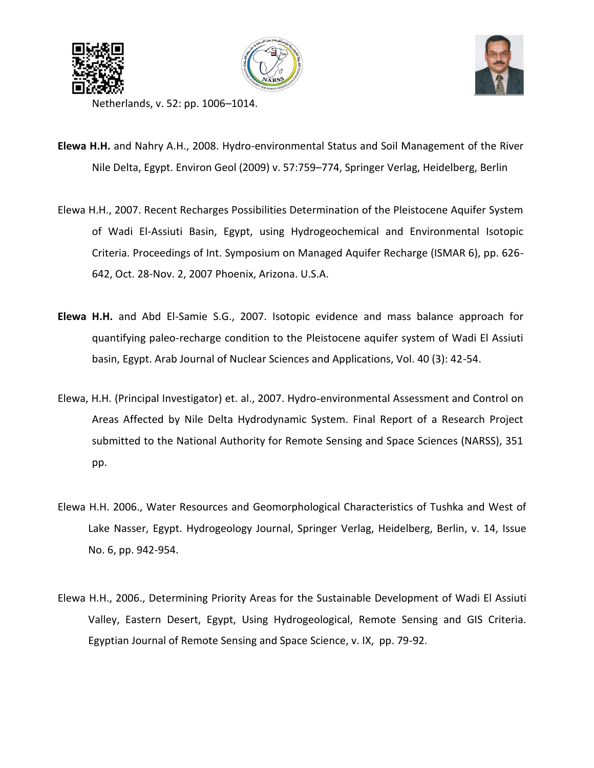Netherlands, v. 52: pp. 1006–1014.

**Elewa H.H.** and Nahry A.H., 2008. Hydro-environmental Status and Soil Management of the River Nile Delta, Egypt. Environ Geol (2009) v. 57:759–774, Springer Verlag, Heidelberg, Berlin

Elewa H.H., 2007. Recent Recharges Possibilities Determination of the Pleistocene Aquifer System of Wadi El-Assiuti Basin, Egypt, using Hydrogeochemical and Environmental Isotopic Criteria. Proceedings of Int. Symposium on Managed Aquifer Recharge (ISMAR 6), pp. 626-642, Oct. 28-Nov. 2, 2007 Phoenix, Arizona. U.S.A.

**Elewa H.H.** and Abd El-Samie S.G., 2007. Isotopic evidence and mass balance approach for quantifying paleo-recharge condition to the Pleistocene aquifer system of Wadi El Assiuti basin, Egypt. Arab Journal of Nuclear Sciences and Applications, Vol. 40 (3): 42-54.

Elewa, H.H. (Principal Investigator) et. al., 2007. Hydro-environmental Assessment and Control on Areas Affected by Nile Delta Hydrodynamic System. Final Report of a Research Project submitted to the National Authority for Remote Sensing and Space Sciences (NARSS), 351 pp.

Elewa H.H. 2006., Water Resources and Geomorphological Characteristics of Tushka and West of Lake Nasser, Egypt. Hydrogeology Journal, Springer Verlag, Heidelberg, Berlin, v. 14, Issue No. 6, pp. 942-954.

Elewa H.H., 2006., Determining Priority Areas for the Sustainable Development of Wadi El Assiuti Valley, Eastern Desert, Egypt, Using Hydrogeological, Remote Sensing and GIS Criteria. Egyptian Journal of Remote Sensing and Space Science, v. IX, pp. 79-92.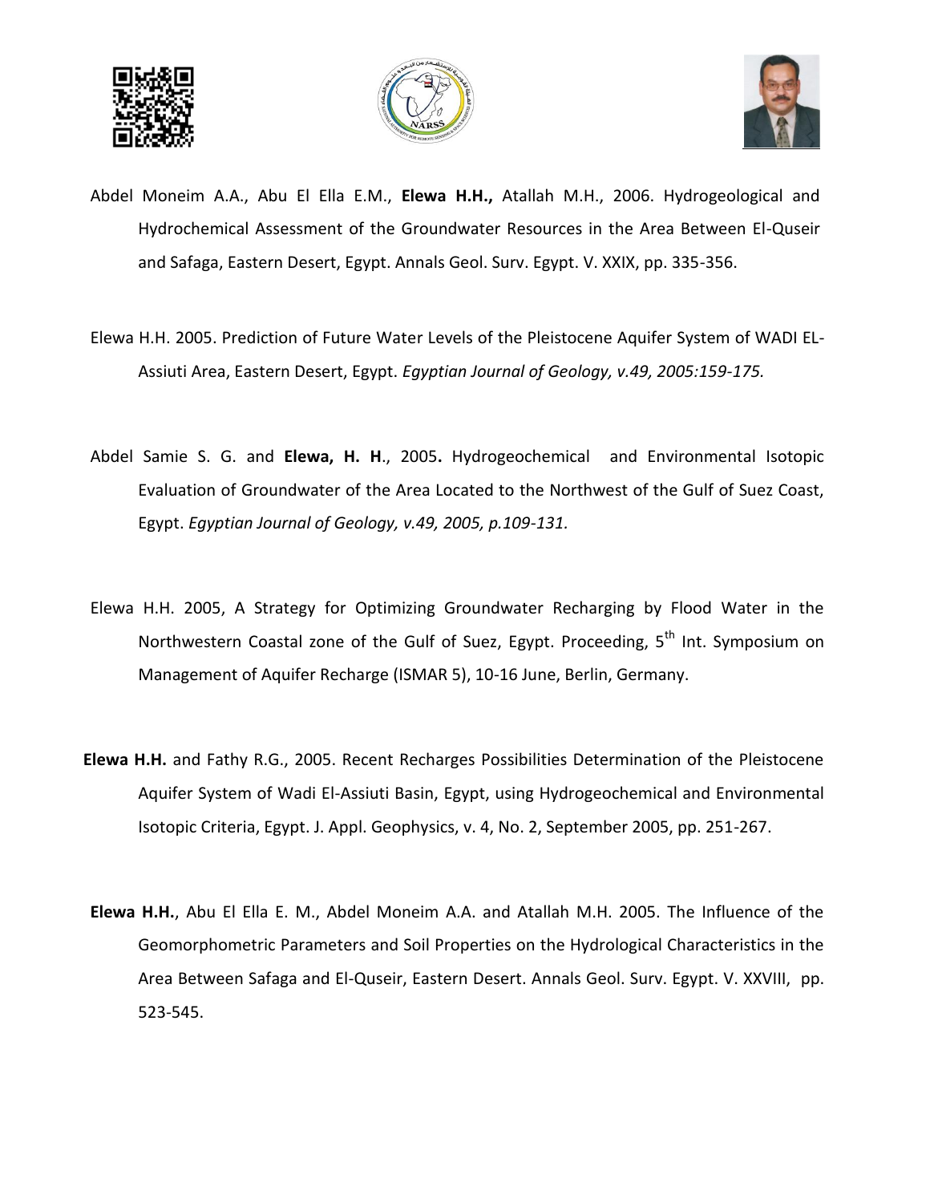Abdel Moneim A.A., Abu El Ella E.M., **Elewa H.H.,** Atallah M.H., 2006. Hydrogeological and Hydrochemical Assessment of the Groundwater Resources in the Area Between El-Quseir and Safaga, Eastern Desert, Egypt. Annals Geol. Surv. Egypt. V. XXIX, pp. 335-356.

Elewa H.H. 2005. Prediction of Future Water Levels of the Pleistocene Aquifer System of WADI EL-Assiuti Area, Eastern Desert, Egypt. *Egyptian Journal of Geology, v.49, 2005:159-175.*

Abdel Samie S. G. and **Elewa, H. H**., 2005**.** Hydrogeochemical and Environmental Isotopic Evaluation of Groundwater of the Area Located to the Northwest of the Gulf of Suez Coast, Egypt. *Egyptian Journal of Geology, v.49, 2005, p.109-131.*

Elewa H.H. 2005, A Strategy for Optimizing Groundwater Recharging by Flood Water in the Northwestern Coastal zone of the Gulf of Suez, Egypt. Proceeding, 5th Int. Symposium on Management of Aquifer Recharge (ISMAR 5), 10-16 June, Berlin, Germany.

**Elewa H.H.** and Fathy R.G., 2005. Recent Recharges Possibilities Determination of the Pleistocene Aquifer System of Wadi El-Assiuti Basin, Egypt, using Hydrogeochemical and Environmental Isotopic Criteria, Egypt. J. Appl. Geophysics, v. 4, No. 2, September 2005, pp. 251-267.

**Elewa H.H.**, Abu El Ella E. M., Abdel Moneim A.A. and Atallah M.H. 2005. The Influence of the Geomorphometric Parameters and Soil Properties on the Hydrological Characteristics in the Area Between Safaga and El-Quseir, Eastern Desert. Annals Geol. Surv. Egypt. V. XXVIII, pp. 523-545.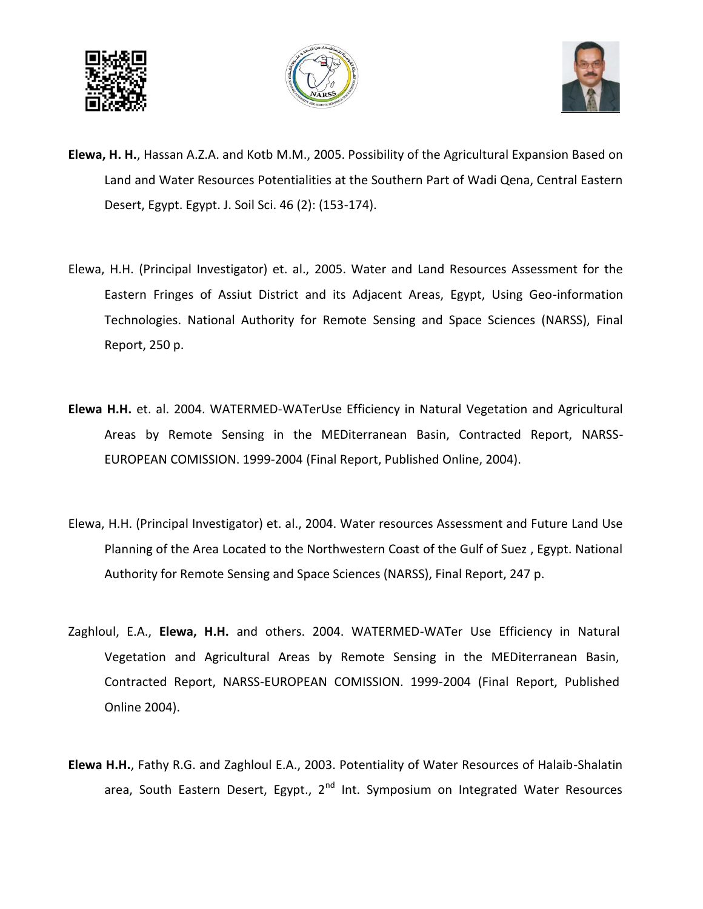**Elewa, H. H.**, Hassan A.Z.A. and Kotb M.M., 2005. Possibility of the Agricultural Expansion Based on Land and Water Resources Potentialities at the Southern Part of Wadi Qena, Central Eastern Desert, Egypt. Egypt. J. Soil Sci. 46 (2): (153-174).

Elewa, H.H. (Principal Investigator) et. al., 2005. Water and Land Resources Assessment for the Eastern Fringes of Assiut District and its Adjacent Areas, Egypt, Using Geo-information Technologies. National Authority for Remote Sensing and Space Sciences (NARSS), Final Report, 250 p.

**Elewa H.H.** et. al. 2004. WATERMED-WATerUse Efficiency in Natural Vegetation and Agricultural Areas by Remote Sensing in the MEDiterranean Basin, Contracted Report, NARSS-EUROPEAN COMISSION. 1999-2004 (Final Report, Published Online, 2004).

Elewa, H.H. (Principal Investigator) et. al., 2004. Water resources Assessment and Future Land Use Planning of the Area Located to the Northwestern Coast of the Gulf of Suez , Egypt. National Authority for Remote Sensing and Space Sciences (NARSS), Final Report, 247 p.

Zaghloul, E.A., **Elewa, H.H.** and others. 2004. WATERMED-WATer Use Efficiency in Natural Vegetation and Agricultural Areas by Remote Sensing in the MEDiterranean Basin, Contracted Report, NARSS-EUROPEAN COMISSION. 1999-2004 (Final Report, Published Online 2004).

**Elewa H.H.**, Fathy R.G. and Zaghloul E.A., 2003. Potentiality of Water Resources of Halaib-Shalatin area, South Eastern Desert, Egypt., 2nd Int. Symposium on Integrated Water Resources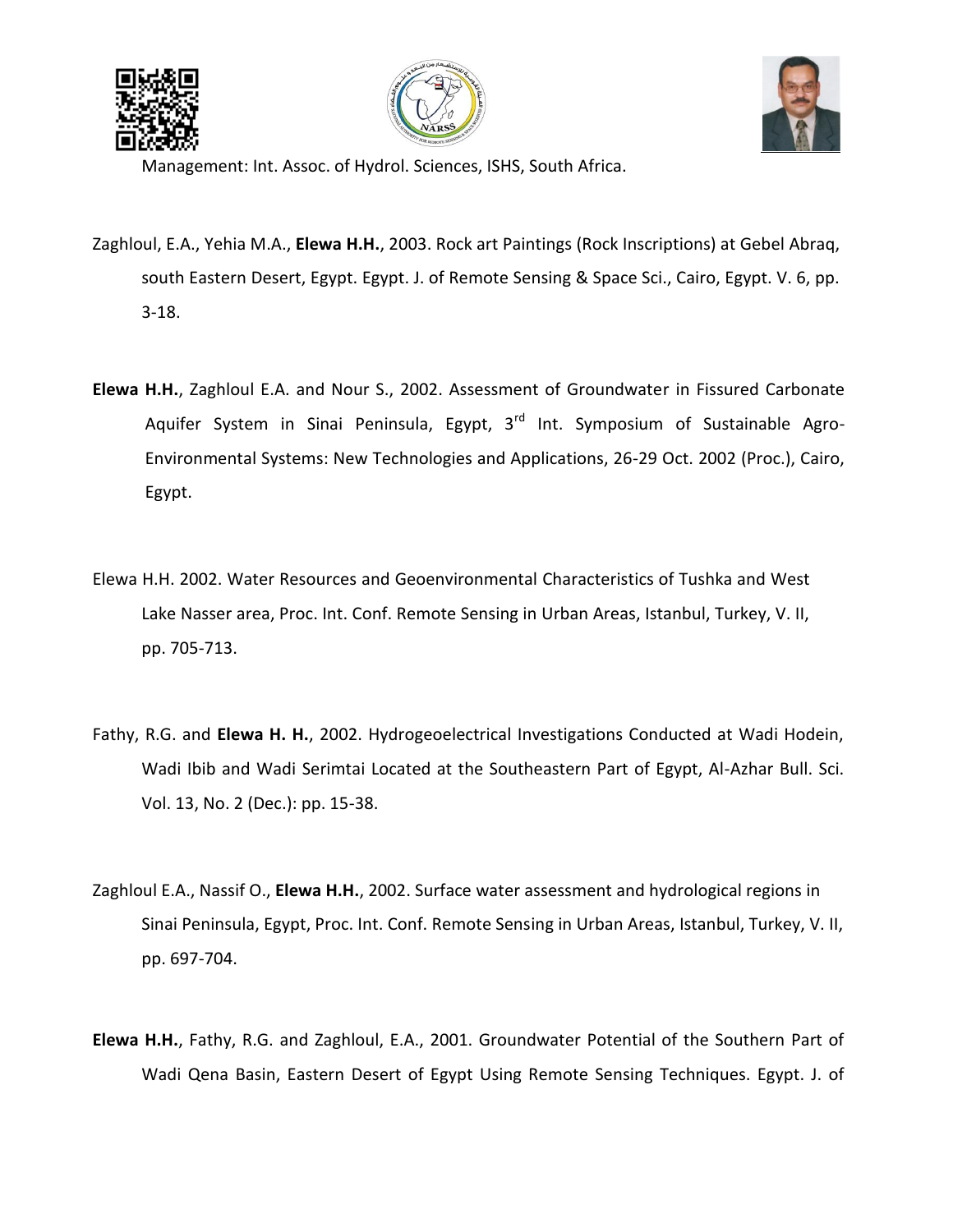Management: Int. Assoc. of Hydrol. Sciences, ISHS, South Africa.

Zaghloul, E.A., Yehia M.A., **Elewa H.H.**, 2003. Rock art Paintings (Rock Inscriptions) at Gebel Abraq, south Eastern Desert, Egypt. Egypt. J. of Remote Sensing & Space Sci., Cairo, Egypt. V. 6, pp. 3-18.

**Elewa H.H.**, Zaghloul E.A. and Nour S., 2002. Assessment of Groundwater in Fissured Carbonate Aquifer System in Sinai Peninsula, Egypt, 3rd Int. Symposium of Sustainable Agro-Environmental Systems: New Technologies and Applications, 26-29 Oct. 2002 (Proc.), Cairo, Egypt.

Elewa H.H. 2002. Water Resources and Geoenvironmental Characteristics of Tushka and West Lake Nasser area, Proc. Int. Conf. Remote Sensing in Urban Areas, Istanbul, Turkey, V. II, pp. 705-713.

Fathy, R.G. and **Elewa H. H.**, 2002. Hydrogeoelectrical Investigations Conducted at Wadi Hodein, Wadi Ibib and Wadi Serimtai Located at the Southeastern Part of Egypt, Al-Azhar Bull. Sci. Vol. 13, No. 2 (Dec.): pp. 15-38.

Zaghloul E.A., Nassif O., **Elewa H.H.**, 2002. Surface water assessment and hydrological regions in Sinai Peninsula, Egypt, Proc. Int. Conf. Remote Sensing in Urban Areas, Istanbul, Turkey, V. II, pp. 697-704.

**Elewa H.H.**, Fathy, R.G. and Zaghloul, E.A., 2001. Groundwater Potential of the Southern Part of Wadi Qena Basin, Eastern Desert of Egypt Using Remote Sensing Techniques. Egypt. J. of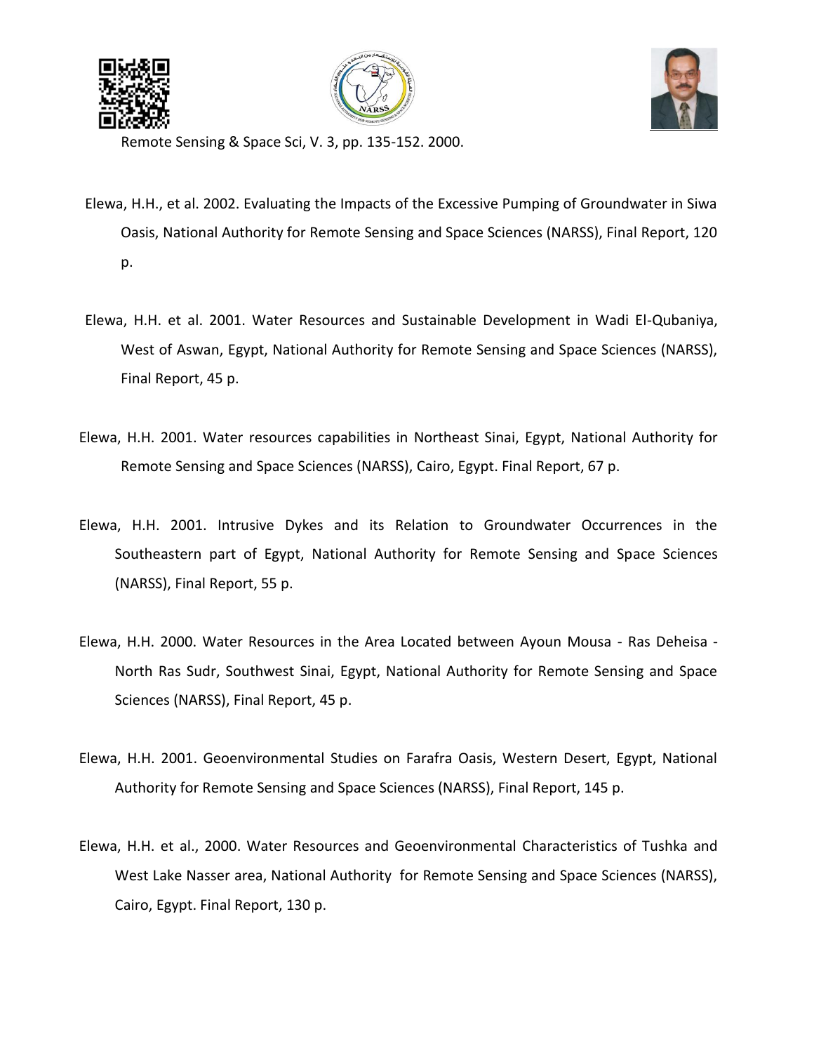Remote Sensing & Space Sci, V. 3, pp. 135-152. 2000.

Elewa, H.H., et al. 2002. Evaluating the Impacts of the Excessive Pumping of Groundwater in Siwa Oasis, National Authority for Remote Sensing and Space Sciences (NARSS), Final Report, 120 p.

Elewa, H.H. et al. 2001. Water Resources and Sustainable Development in Wadi El-Qubaniya, West of Aswan, Egypt, National Authority for Remote Sensing and Space Sciences (NARSS), Final Report, 45 p.

Elewa, H.H. 2001. Water resources capabilities in Northeast Sinai, Egypt, National Authority for Remote Sensing and Space Sciences (NARSS), Cairo, Egypt. Final Report, 67 p.

Elewa, H.H. 2001. Intrusive Dykes and its Relation to Groundwater Occurrences in the Southeastern part of Egypt, National Authority for Remote Sensing and Space Sciences (NARSS), Final Report, 55 p.

Elewa, H.H. 2000. Water Resources in the Area Located between Ayoun Mousa - Ras Deheisa - North Ras Sudr, Southwest Sinai, Egypt, National Authority for Remote Sensing and Space Sciences (NARSS), Final Report, 45 p.

Elewa, H.H. 2001. Geoenvironmental Studies on Farafra Oasis, Western Desert, Egypt, National Authority for Remote Sensing and Space Sciences (NARSS), Final Report, 145 p.

Elewa, H.H. et al., 2000. Water Resources and Geoenvironmental Characteristics of Tushka and West Lake Nasser area, National Authority for Remote Sensing and Space Sciences (NARSS), Cairo, Egypt. Final Report, 130 p.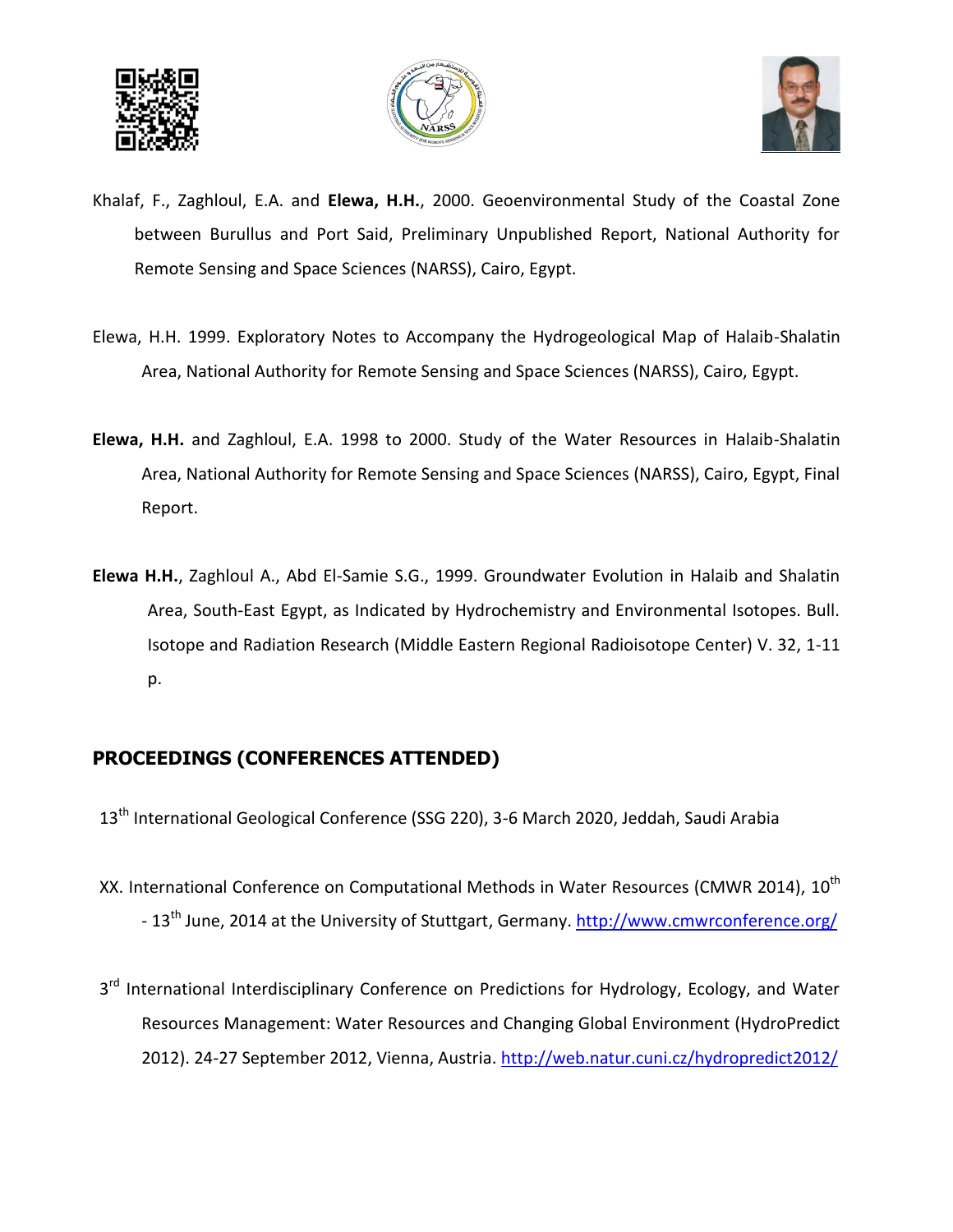Khalaf, F., Zaghloul, E.A. and **Elewa, H.H.**, 2000. Geoenvironmental Study of the Coastal Zone between Burullus and Port Said, Preliminary Unpublished Report, National Authority for Remote Sensing and Space Sciences (NARSS), Cairo, Egypt.

Elewa, H.H. 1999. Exploratory Notes to Accompany the Hydrogeological Map of Halaib-Shalatin Area, National Authority for Remote Sensing and Space Sciences (NARSS), Cairo, Egypt.

**Elewa, H.H.** and Zaghloul, E.A. 1998 to 2000. Study of the Water Resources in Halaib-Shalatin Area, National Authority for Remote Sensing and Space Sciences (NARSS), Cairo, Egypt, Final Report.

**Elewa H.H.**, Zaghloul A., Abd El-Samie S.G., 1999. Groundwater Evolution in Halaib and Shalatin Area, South-East Egypt, as Indicated by Hydrochemistry and Environmental Isotopes. Bull. Isotope and Radiation Research (Middle Eastern Regional Radioisotope Center) V. 32, 1-11 p.

## PROCEEDINGS (CONFERENCES ATTENDED)

13th International Geological Conference (SSG 220), 3-6 March 2020, Jeddah, Saudi Arabia

XX. International Conference on Computational Methods in Water Resources (CMWR 2014), 10th - 13th June, 2014 at the University of Stuttgart, Germany. http://www.cmwrconference.org/

3rd International Interdisciplinary Conference on Predictions for Hydrology, Ecology, and Water Resources Management: Water Resources and Changing Global Environment (HydroPredict 2012). 24-27 September 2012, Vienna, Austria. http://web.natur.cuni.cz/hydropredict2012/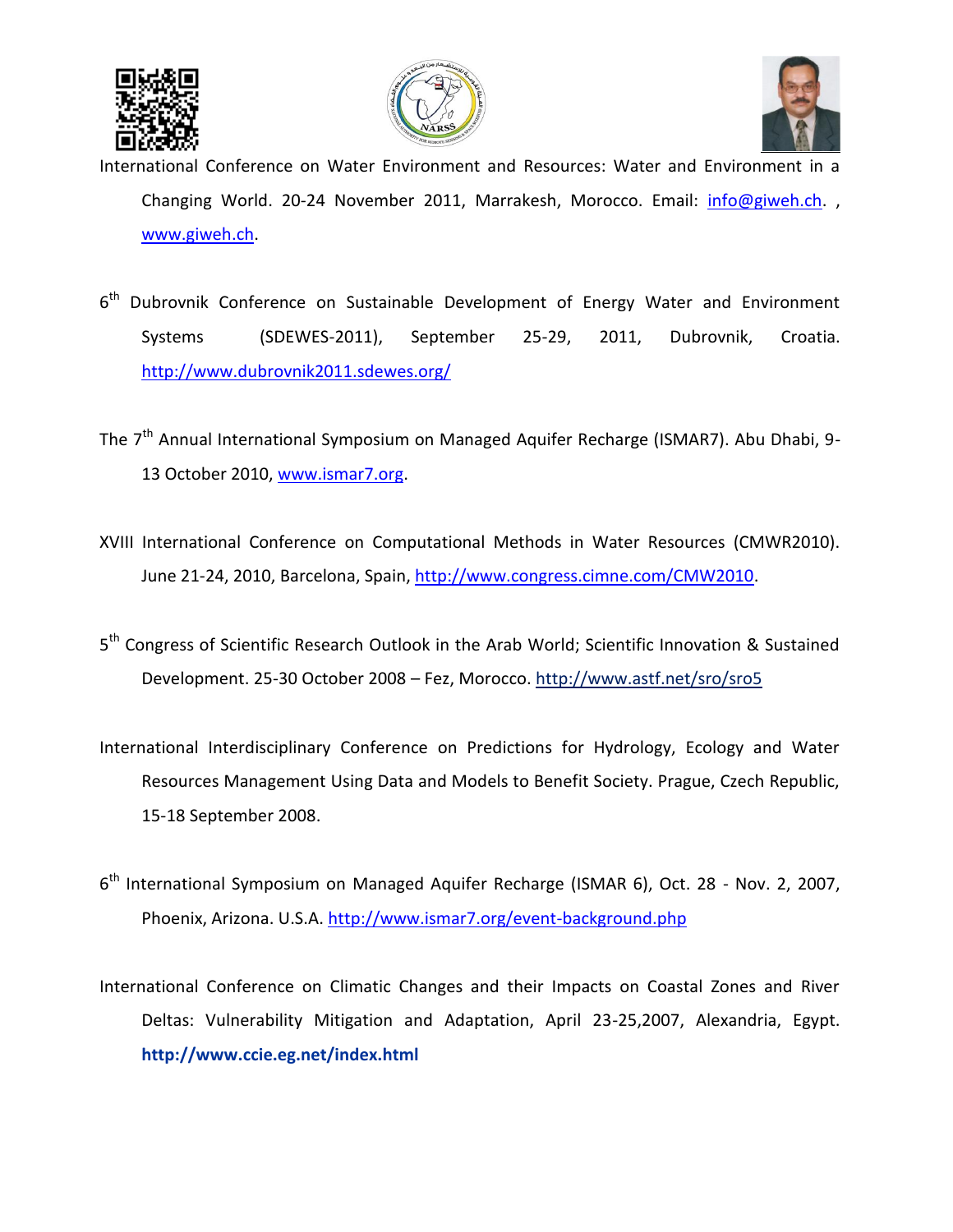International Conference on Water Environment and Resources: Water and Environment in a Changing World. 20-24 November 2011, Marrakesh, Morocco. Email: info@giweh.ch. , www.giweh.ch.

6th Dubrovnik Conference on Sustainable Development of Energy Water and Environment Systems (SDEWES-2011), September 25-29, 2011, Dubrovnik, Croatia. http://www.dubrovnik2011.sdewes.org/

The 7th Annual International Symposium on Managed Aquifer Recharge (ISMAR7). Abu Dhabi, 9-13 October 2010, www.ismar7.org.

XVIII International Conference on Computational Methods in Water Resources (CMWR2010). June 21-24, 2010, Barcelona, Spain, http://www.congress.cimne.com/CMW2010.

5th Congress of Scientific Research Outlook in the Arab World; Scientific Innovation & Sustained Development. 25-30 October 2008 – Fez, Morocco. http://www.astf.net/sro/sro5

International Interdisciplinary Conference on Predictions for Hydrology, Ecology and Water Resources Management Using Data and Models to Benefit Society. Prague, Czech Republic, 15-18 September 2008.

6th International Symposium on Managed Aquifer Recharge (ISMAR 6), Oct. 28 - Nov. 2, 2007, Phoenix, Arizona. U.S.A. http://www.ismar7.org/event-background.php

International Conference on Climatic Changes and their Impacts on Coastal Zones and River Deltas: Vulnerability Mitigation and Adaptation, April 23-25,2007, Alexandria, Egypt. **http://www.ccie.eg.net/index.html**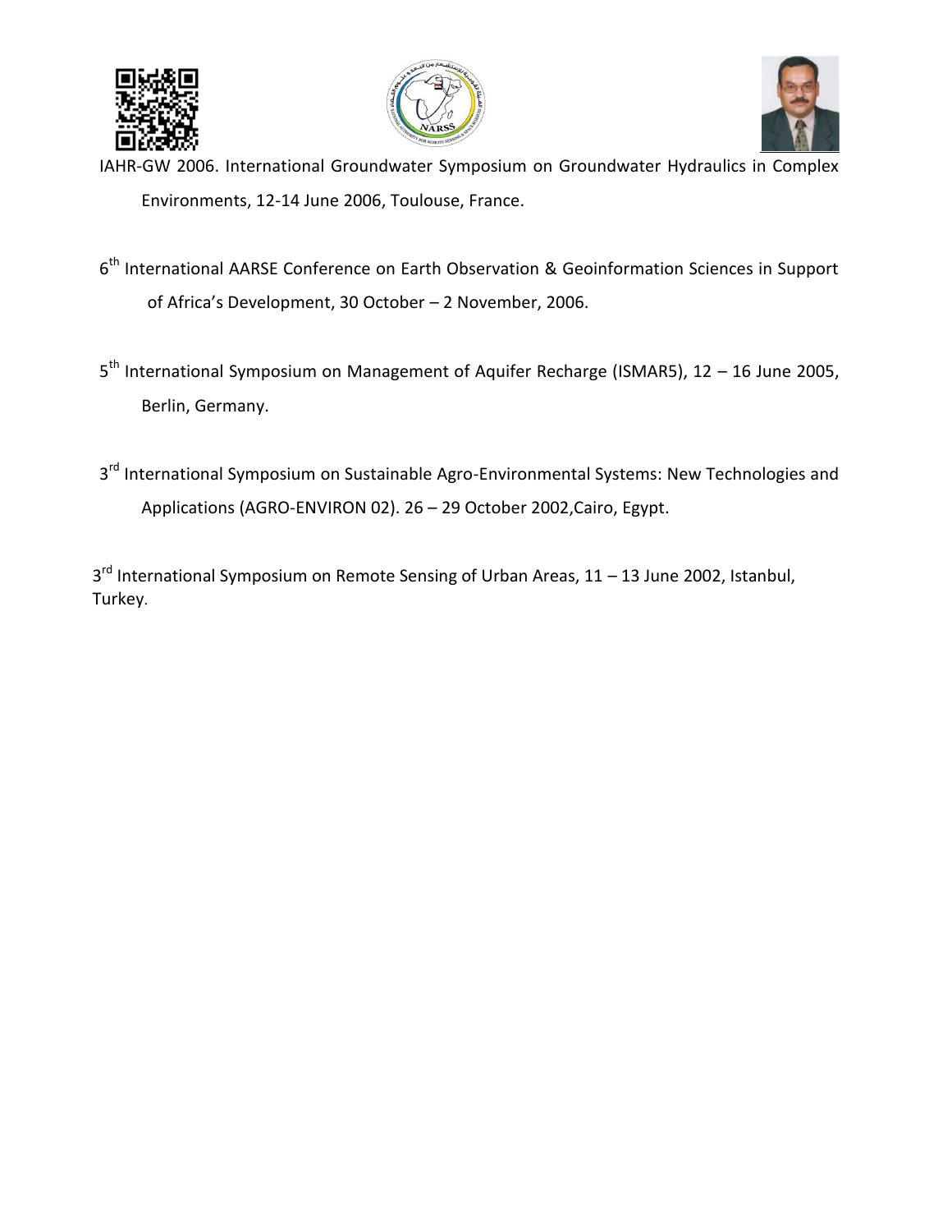IAHR-GW 2006. International Groundwater Symposium on Groundwater Hydraulics in Complex Environments, 12-14 June 2006, Toulouse, France.

6th International AARSE Conference on Earth Observation & Geoinformation Sciences in Support of Africa's Development, 30 October – 2 November, 2006.

5th International Symposium on Management of Aquifer Recharge (ISMAR5), 12 – 16 June 2005, Berlin, Germany.

3rd International Symposium on Sustainable Agro-Environmental Systems: New Technologies and Applications (AGRO-ENVIRON 02). 26 – 29 October 2002,Cairo, Egypt.

3rd International Symposium on Remote Sensing of Urban Areas, 11 – 13 June 2002, Istanbul, Turkey.